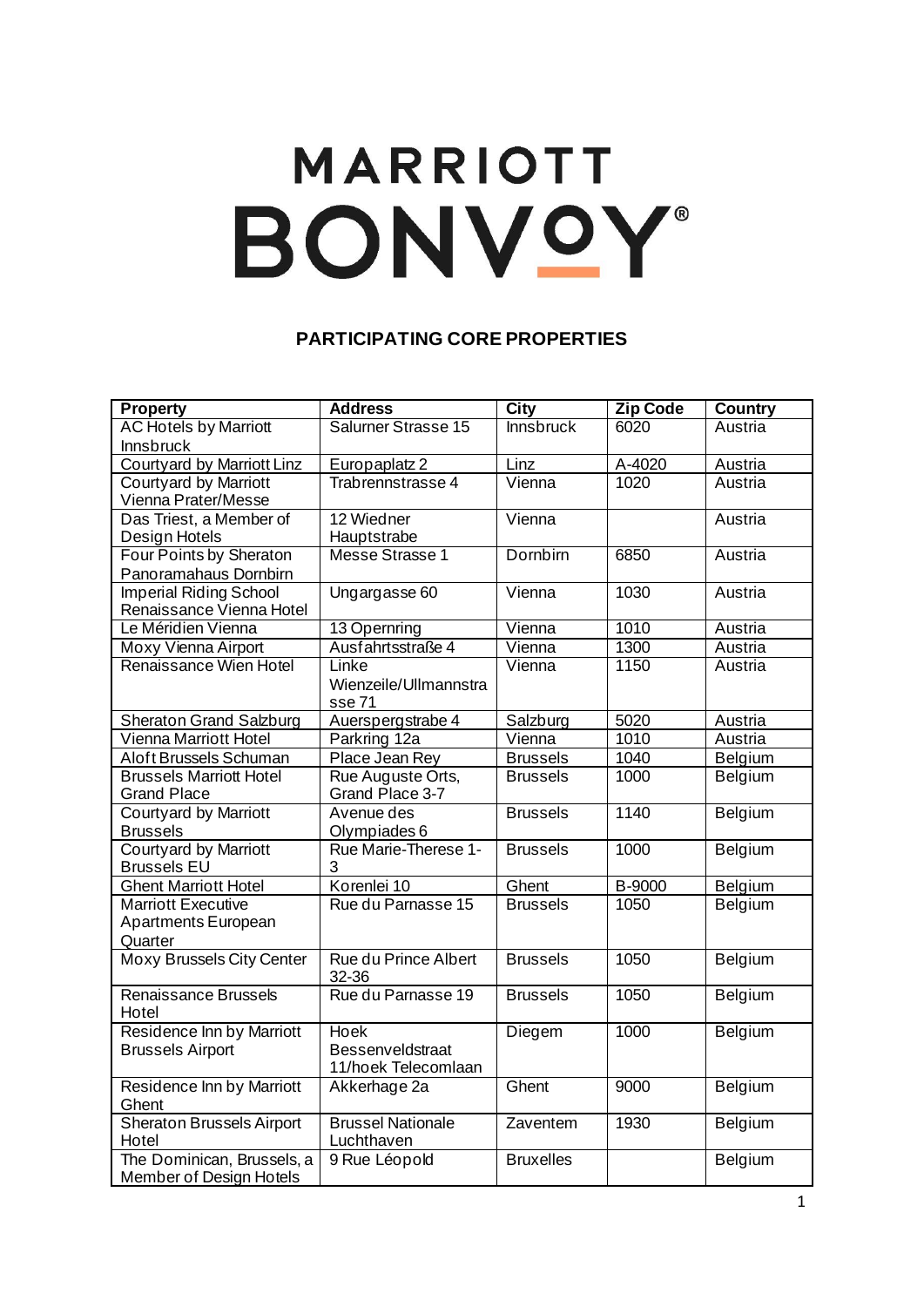# MARRIOTT BONVOY

## PARTICIPATING CORE PROPERTIES

| Property | Address | City | Zip Code | Country |
|---|---|---|---|---|
| AC Hotels by Marriott Innsbruck | Salurner Strasse 15 | Innsbruck | 6020 | Austria |
| Courtyard by Marriott Linz | Europaplatz 2 | Linz | A-4020 | Austria |
| Courtyard by Marriott Vienna Prater/Messe | Trabrennstrasse 4 | Vienna | 1020 | Austria |
| Das Triest, a Member of Design Hotels | 12 Wiedner Hauptstrabe | Vienna | | Austria |
| Four Points by Sheraton Panoramahaus Dornbirn | Messe Strasse 1 | Dornbirn | 6850 | Austria |
| Imperial Riding School Renaissance Vienna Hotel | Ungargasse 60 | Vienna | 1030 | Austria |
| Le Méridien Vienna | 13 Opernring | Vienna | 1010 | Austria |
| Moxy Vienna Airport | Ausfahrtsstraße 4 | Vienna | 1300 | Austria |
| Renaissance Wien Hotel | Linke Wienzeile/Ullmannstrasse 71 | Vienna | 1150 | Austria |
| Sheraton Grand Salzburg | Auerspergstrabe 4 | Salzburg | 5020 | Austria |
| Vienna Marriott Hotel | Parkring 12a | Vienna | 1010 | Austria |
| Aloft Brussels Schuman | Place Jean Rey | Brussels | 1040 | Belgium |
| Brussels Marriott Hotel Grand Place | Rue Auguste Orts, Grand Place 3-7 | Brussels | 1000 | Belgium |
| Courtyard by Marriott Brussels | Avenue des Olympiades 6 | Brussels | 1140 | Belgium |
| Courtyard by Marriott Brussels EU | Rue Marie-Therese 1-3 | Brussels | 1000 | Belgium |
| Ghent Marriott Hotel | Korenlei 10 | Ghent | B-9000 | Belgium |
| Marriott Executive Apartments European Quarter | Rue du Parnasse 15 | Brussels | 1050 | Belgium |
| Moxy Brussels City Center | Rue du Prince Albert 32-36 | Brussels | 1050 | Belgium |
| Renaissance Brussels Hotel | Rue du Parnasse 19 | Brussels | 1050 | Belgium |
| Residence Inn by Marriott Brussels Airport | Hoek Bessenveldstraat 11/hoek Telecomlaan | Diegem | 1000 | Belgium |
| Residence Inn by Marriott Ghent | Akkerhage 2a | Ghent | 9000 | Belgium |
| Sheraton Brussels Airport Hotel | Brussel Nationale Luchthaven | Zaventem | 1930 | Belgium |
| The Dominican, Brussels, a Member of Design Hotels | 9 Rue Léopold | Bruxelles | | Belgium |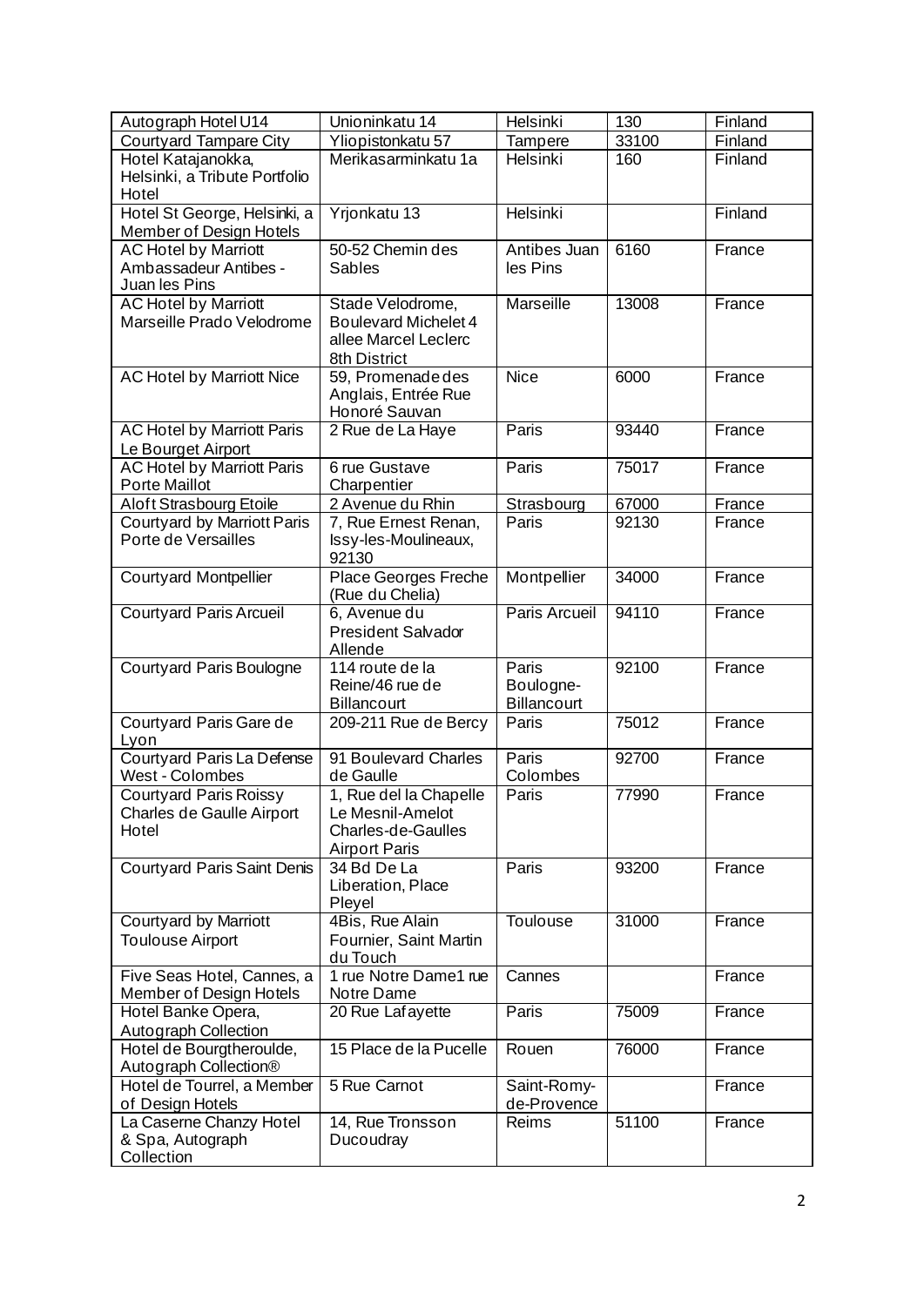| Autograph Hotel U14 | Unioninkatu 14 | Helsinki | 130 | Finland |
|---|---|---|---|---|
| Courtyard Tampare City | Yliopistonkatu 57 | Tampere | 33100 | Finland |
| Hotel Katajanokka, Helsinki, a Tribute Portfolio Hotel | Merikasarminkatu 1a | Helsinki | 160 | Finland |
| Hotel St George, Helsinki, a Member of Design Hotels | Yrjonkatu 13 | Helsinki | | Finland |
| AC Hotel by Marriott Ambassadeur Antibes - Juan les Pins | 50-52 Chemin des Sables | Antibes Juan les Pins | 6160 | France |
| AC Hotel by Marriott Marseille Prado Velodrome | Stade Velodrome, Boulevard Michelet 4 allee Marcel Leclerc 8th District | Marseille | 13008 | France |
| AC Hotel by Marriott Nice | 59, Promenade des Anglais, Entrée Rue Honoré Sauvan | Nice | 6000 | France |
| AC Hotel by Marriott Paris Le Bourget Airport | 2 Rue de La Haye | Paris | 93440 | France |
| AC Hotel by Marriott Paris Porte Maillot | 6 rue Gustave Charpentier | Paris | 75017 | France |
| Aloft Strasbourg Etoile | 2 Avenue du Rhin | Strasbourg | 67000 | France |
| Courtyard by Marriott Paris Porte de Versailles | 7, Rue Ernest Renan, Issy-les-Moulineaux, 92130 | Paris | 92130 | France |
| Courtyard Montpellier | Place Georges Freche (Rue du Chelia) | Montpellier | 34000 | France |
| Courtyard Paris Arcueil | 6, Avenue du President Salvador Allende | Paris Arcueil | 94110 | France |
| Courtyard Paris Boulogne | 114 route de la Reine/46 rue de Billancourt | Paris Boulogne-Billancourt | 92100 | France |
| Courtyard Paris Gare de Lyon | 209-211 Rue de Bercy | Paris | 75012 | France |
| Courtyard Paris La Defense West - Colombes | 91 Boulevard Charles de Gaulle | Paris Colombes | 92700 | France |
| Courtyard Paris Roissy Charles de Gaulle Airport Hotel | 1, Rue del la Chapelle Le Mesnil-Amelot Charles-de-Gaulles Airport Paris | Paris | 77990 | France |
| Courtyard Paris Saint Denis | 34 Bd De La Liberation, Place Pleyel | Paris | 93200 | France |
| Courtyard by Marriott Toulouse Airport | 4Bis, Rue Alain Fournier, Saint Martin du Touch | Toulouse | 31000 | France |
| Five Seas Hotel, Cannes, a Member of Design Hotels | 1 rue Notre Dame1 rue Notre Dame | Cannes | | France |
| Hotel Banke Opera, Autograph Collection | 20 Rue Lafayette | Paris | 75009 | France |
| Hotel de Bourgtheroulde, Autograph Collection® | 15 Place de la Pucelle | Rouen | 76000 | France |
| Hotel de Tourrel, a Member of Design Hotels | 5 Rue Carnot | Saint-Romy-de-Provence | | France |
| La Caserne Chanzy Hotel & Spa, Autograph Collection | 14, Rue Tronsson Ducoudray | Reims | 51100 | France |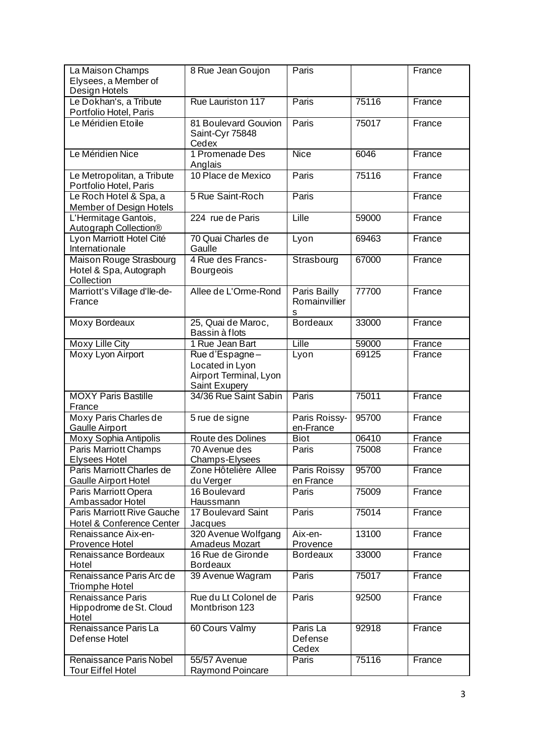| La Maison Champs Elysees, a Member of Design Hotels | 8 Rue Jean Goujon | Paris | | France |
|---|---|---|---|---|
| Le Dokhan's, a Tribute Portfolio Hotel, Paris | Rue Lauriston 117 | Paris | 75116 | France |
| Le Méridien Etoile | 81 Boulevard Gouvion Saint-Cyr 75848 Cedex | Paris | 75017 | France |
| Le Méridien Nice | 1 Promenade Des Anglais | Nice | 6046 | France |
| Le Metropolitan, a Tribute Portfolio Hotel, Paris | 10 Place de Mexico | Paris | 75116 | France |
| Le Roch Hotel & Spa, a Member of Design Hotels | 5 Rue Saint-Roch | Paris | | France |
| L'Hermitage Gantois, Autograph Collection® | 224 rue de Paris | Lille | 59000 | France |
| Lyon Marriott Hotel Cité Internationale | 70 Quai Charles de Gaulle | Lyon | 69463 | France |
| Maison Rouge Strasbourg Hotel & Spa, Autograph Collection | 4 Rue des Francs-Bourgeois | Strasbourg | 67000 | France |
| Marriott's Village d'Ile-de-France | Allee de L'Orme-Rond | Paris Bailly Romainvilliers | 77700 | France |
| Moxy Bordeaux | 25, Quai de Maroc, Bassin à flots | Bordeaux | 33000 | France |
| Moxy Lille City | 1 Rue Jean Bart | Lille | 59000 | France |
| Moxy Lyon Airport | Rue d'Espagne – Located in Lyon Airport Terminal, Lyon Saint Exupery | Lyon | 69125 | France |
| MOXY Paris Bastille France | 34/36 Rue Saint Sabin | Paris | 75011 | France |
| Moxy Paris Charles de Gaulle Airport | 5 rue de signe | Paris Roissy-en-France | 95700 | France |
| Moxy Sophia Antipolis | Route des Dolines | Biot | 06410 | France |
| Paris Marriott Champs Elysees Hotel | 70 Avenue des Champs-Elysees | Paris | 75008 | France |
| Paris Marriott Charles de Gaulle Airport Hotel | Zone Hôtelière Allee du Verger | Paris Roissy en France | 95700 | France |
| Paris Marriott Opera Ambassador Hotel | 16 Boulevard Haussmann | Paris | 75009 | France |
| Paris Marriott Rive Gauche Hotel & Conference Center | 17 Boulevard Saint Jacques | Paris | 75014 | France |
| Renaissance Aix-en-Provence Hotel | 320 Avenue Wolfgang Amadeus Mozart | Aix-en-Provence | 13100 | France |
| Renaissance Bordeaux Hotel | 16 Rue de Gironde Bordeaux | Bordeaux | 33000 | France |
| Renaissance Paris Arc de Triomphe Hotel | 39 Avenue Wagram | Paris | 75017 | France |
| Renaissance Paris Hippodrome de St. Cloud Hotel | Rue du Lt Colonel de Montbrison 123 | Paris | 92500 | France |
| Renaissance Paris La Defense Hotel | 60 Cours Valmy | Paris La Defense Cedex | 92918 | France |
| Renaissance Paris Nobel Tour Eiffel Hotel | 55/57 Avenue Raymond Poincare | Paris | 75116 | France |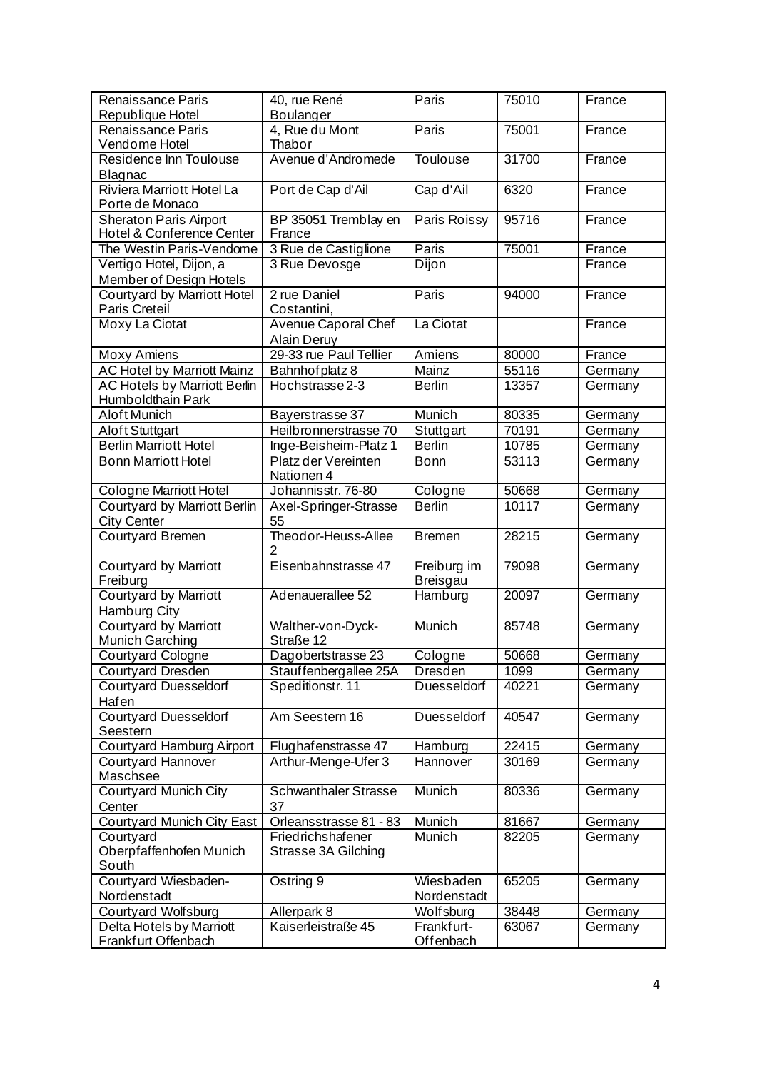| Renaissance Paris Republique Hotel | 40, rue René Boulanger | Paris | 75010 | France |
|---|---|---|---|---|
| Renaissance Paris Vendome Hotel | 4, Rue du Mont Thabor | Paris | 75001 | France |
| Residence Inn Toulouse Blagnac | Avenue d'Andromede | Toulouse | 31700 | France |
| Riviera Marriott Hotel La Porte de Monaco | Port de Cap d'Ail | Cap d'Ail | 6320 | France |
| Sheraton Paris Airport Hotel & Conference Center | BP 35051 Tremblay en France | Paris Roissy | 95716 | France |
| The Westin Paris-Vendome | 3 Rue de Castiglione | Paris | 75001 | France |
| Vertigo Hotel, Dijon, a Member of Design Hotels | 3 Rue Devosge | Dijon | | France |
| Courtyard by Marriott Hotel Paris Creteil | 2 rue Daniel Costantini, | Paris | 94000 | France |
| Moxy La Ciotat | Avenue Caporal Chef Alain Deruy | La Ciotat | | France |
| Moxy Amiens | 29-33 rue Paul Tellier | Amiens | 80000 | France |
| AC Hotel by Marriott Mainz | Bahnhofplatz 8 | Mainz | 55116 | Germany |
| AC Hotels by Marriott Berlin Humboldthain Park | Hochstrasse 2-3 | Berlin | 13357 | Germany |
| Aloft Munich | Bayerstrasse 37 | Munich | 80335 | Germany |
| Aloft Stuttgart | Heilbronnerstrasse 70 | Stuttgart | 70191 | Germany |
| Berlin Marriott Hotel | Inge-Beisheim-Platz 1 | Berlin | 10785 | Germany |
| Bonn Marriott Hotel | Platz der Vereinten Nationen 4 | Bonn | 53113 | Germany |
| Cologne Marriott Hotel | Johannisstr. 76-80 | Cologne | 50668 | Germany |
| Courtyard by Marriott Berlin City Center | Axel-Springer-Strasse 55 | Berlin | 10117 | Germany |
| Courtyard Bremen | Theodor-Heuss-Allee 2 | Bremen | 28215 | Germany |
| Courtyard by Marriott Freiburg | Eisenbahnstrasse 47 | Freiburg im Breisgau | 79098 | Germany |
| Courtyard by Marriott Hamburg City | Adenauerallee 52 | Hamburg | 20097 | Germany |
| Courtyard by Marriott Munich Garching | Walther-von-Dyck-Straße 12 | Munich | 85748 | Germany |
| Courtyard Cologne | Dagobertstrasse 23 | Cologne | 50668 | Germany |
| Courtyard Dresden | Stauffenbergallee 25A | Dresden | 1099 | Germany |
| Courtyard Duesseldorf Hafen | Speditionstr. 11 | Duesseldorf | 40221 | Germany |
| Courtyard Duesseldorf Seestern | Am Seestern 16 | Duesseldorf | 40547 | Germany |
| Courtyard Hamburg Airport | Flughafenstrasse 47 | Hamburg | 22415 | Germany |
| Courtyard Hannover Maschsee | Arthur-Menge-Ufer 3 | Hannover | 30169 | Germany |
| Courtyard Munich City Center | Schwanthaler Strasse 37 | Munich | 80336 | Germany |
| Courtyard Munich City East | Orleansstrasse 81 - 83 | Munich | 81667 | Germany |
| Courtyard Oberpfaffenhofen Munich South | Friedrichshafener Strasse 3A Gilching | Munich | 82205 | Germany |
| Courtyard Wiesbaden-Nordenstadt | Ostring 9 | Wiesbaden Nordenstadt | 65205 | Germany |
| Courtyard Wolfsburg | Allerpark 8 | Wolfsburg | 38448 | Germany |
| Delta Hotels by Marriott Frankfurt Offenbach | Kaiserleistraße 45 | Frankfurt-Offenbach | 63067 | Germany |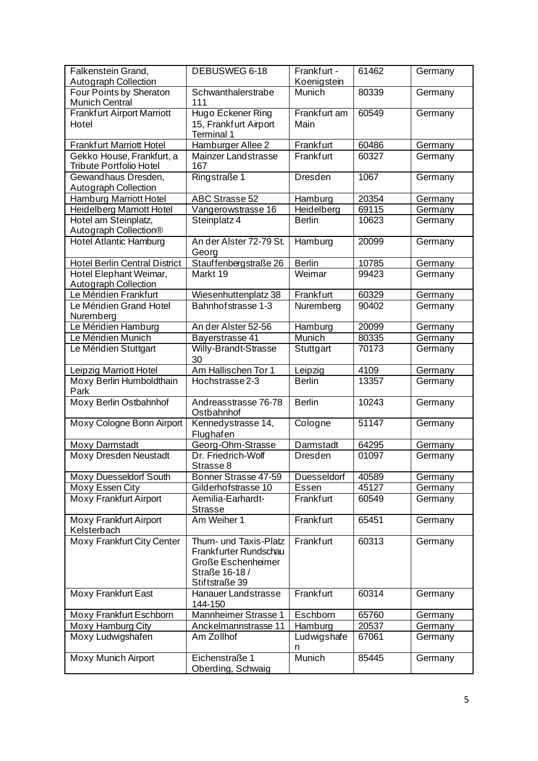| Falkenstein Grand, Autograph Collection | DEBUSWEG 6-18 | Frankfurt - Koenigstein | 61462 | Germany |
|---|---|---|---|---|
| Four Points by Sheraton Munich Central | Schwanthalerstrabe 111 | Munich | 80339 | Germany |
| Frankfurt Airport Marriott Hotel | Hugo Eckener Ring 15, Frankfurt Airport Terminal 1 | Frankfurt am Main | 60549 | Germany |
| Frankfurt Marriott Hotel | Hamburger Allee 2 | Frankfurt | 60486 | Germany |
| Gekko House, Frankfurt, a Tribute Portfolio Hotel | Mainzer Landstrasse 167 | Frankfurt | 60327 | Germany |
| Gewandhaus Dresden, Autograph Collection | Ringstraße 1 | Dresden | 1067 | Germany |
| Hamburg Marriott Hotel | ABC Strasse 52 | Hamburg | 20354 | Germany |
| Heidelberg Marriott Hotel | Vangerowstrasse 16 | Heidelberg | 69115 | Germany |
| Hotel am Steinplatz, Autograph Collection® | Steinplatz 4 | Berlin | 10623 | Germany |
| Hotel Atlantic Hamburg | An der Alster 72-79 St. Georg | Hamburg | 20099 | Germany |
| Hotel Berlin Central District | Stauffenbergstraße 26 | Berlin | 10785 | Germany |
| Hotel Elephant Weimar, Autograph Collection | Markt 19 | Weimar | 99423 | Germany |
| Le Méridien Frankfurt | Wiesenhuttenplatz 38 | Frankfurt | 60329 | Germany |
| Le Méridien Grand Hotel Nuremberg | Bahnhofstrasse 1-3 | Nuremberg | 90402 | Germany |
| Le Méridien Hamburg | An der Alster 52-56 | Hamburg | 20099 | Germany |
| Le Méridien Munich | Bayerstrasse 41 | Munich | 80335 | Germany |
| Le Méridien Stuttgart | Willy-Brandt-Strasse 30 | Stuttgart | 70173 | Germany |
| Leipzig Marriott Hotel | Am Hallischen Tor 1 | Leipzig | 4109 | Germany |
| Moxy Berlin Humboldthain Park | Hochstrasse 2-3 | Berlin | 13357 | Germany |
| Moxy Berlin Ostbahnhof | Andreasstrasse 76-78 Ostbahnhof | Berlin | 10243 | Germany |
| Moxy Cologne Bonn Airport | Kennedystrasse 14, Flughafen | Cologne | 51147 | Germany |
| Moxy Darmstadt | Georg-Ohm-Strasse | Darmstadt | 64295 | Germany |
| Moxy Dresden Neustadt | Dr. Friedrich-Wolf Strasse 8 | Dresden | 01097 | Germany |
| Moxy Duesseldorf South | Bonner Strasse 47-59 | Duesseldorf | 40589 | Germany |
| Moxy Essen City | Gilderhofstrasse 10 | Essen | 45127 | Germany |
| Moxy Frankfurt Airport | Aemilia-Earhardt-Strasse | Frankfurt | 60549 | Germany |
| Moxy Frankfurt Airport Kelsterbach | Am Weiher 1 | Frankfurt | 65451 | Germany |
| Moxy Frankfurt City Center | Thurn- und Taxis-Platz Frankfurter Rundschau Große Eschenheimer Straße 16-18 / Stiftstraße 39 | Frankfurt | 60313 | Germany |
| Moxy Frankfurt East | Hanauer Landstrasse 144-150 | Frankfurt | 60314 | Germany |
| Moxy Frankfurt Eschborn | Mannheimer Strasse 1 | Eschborn | 65760 | Germany |
| Moxy Hamburg City | Anckelmannstrasse 11 | Hamburg | 20537 | Germany |
| Moxy Ludwigshafen | Am Zollhof | Ludwigshafen | 67061 | Germany |
| Moxy Munich Airport | Eichenstraße 1 Oberding, Schwaig | Munich | 85445 | Germany |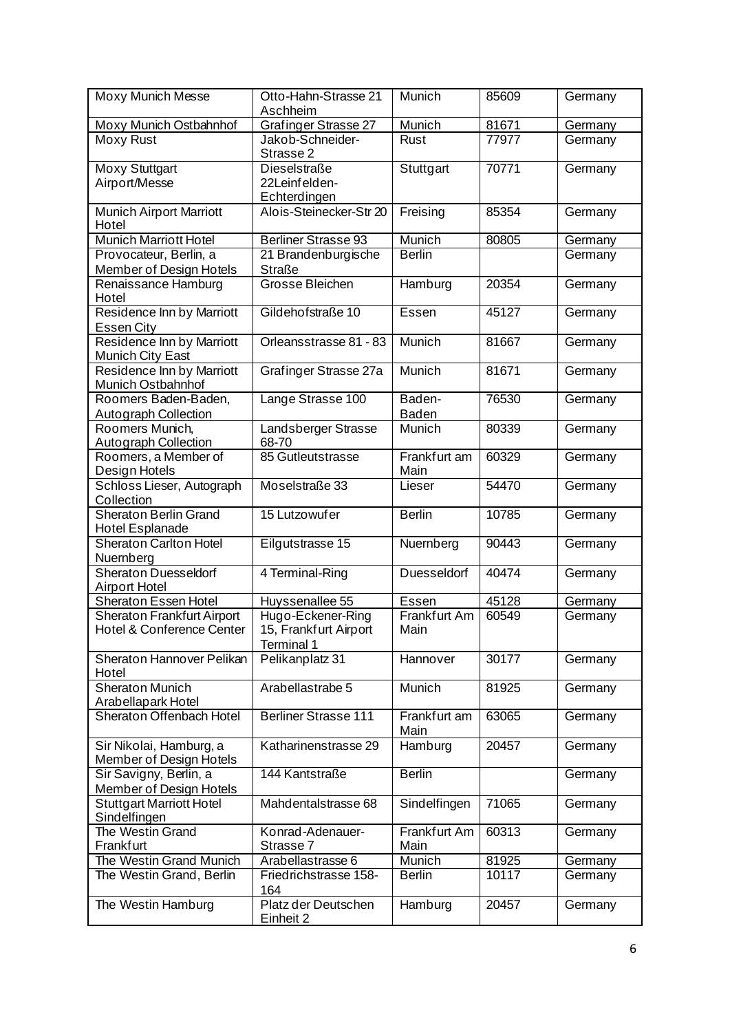| Moxy Munich Messe | Otto-Hahn-Strasse 21 Aschheim | Munich | 85609 | Germany |
|---|---|---|---|---|
| Moxy Munich Ostbahnhof | Grafinger Strasse 27 | Munich | 81671 | Germany |
| Moxy Rust | Jakob-Schneider-Strasse 2 | Rust | 77977 | Germany |
| Moxy Stuttgart Airport/Messe | Dieselstraße 22Leinfelden-Echterdingen | Stuttgart | 70771 | Germany |
| Munich Airport Marriott Hotel | Alois-Steinecker-Str 20 | Freising | 85354 | Germany |
| Munich Marriott Hotel | Berliner Strasse 93 | Munich | 80805 | Germany |
| Provocateur, Berlin, a Member of Design Hotels | 21 Brandenburgische Straße | Berlin | | Germany |
| Renaissance Hamburg Hotel | Grosse Bleichen | Hamburg | 20354 | Germany |
| Residence Inn by Marriott Essen City | Gildehofstraße 10 | Essen | 45127 | Germany |
| Residence Inn by Marriott Munich City East | Orleansstrasse 81 - 83 | Munich | 81667 | Germany |
| Residence Inn by Marriott Munich Ostbahnhof | Grafinger Strasse 27a | Munich | 81671 | Germany |
| Roomers Baden-Baden, Autograph Collection | Lange Strasse 100 | Baden-Baden | 76530 | Germany |
| Roomers Munich, Autograph Collection | Landsberger Strasse 68-70 | Munich | 80339 | Germany |
| Roomers, a Member of Design Hotels | 85 Gutleutstrasse | Frankfurt am Main | 60329 | Germany |
| Schloss Lieser, Autograph Collection | Moselstraße 33 | Lieser | 54470 | Germany |
| Sheraton Berlin Grand Hotel Esplanade | 15 Lutzowufer | Berlin | 10785 | Germany |
| Sheraton Carlton Hotel Nuernberg | Eilgutstrasse 15 | Nuernberg | 90443 | Germany |
| Sheraton Duesseldorf Airport Hotel | 4 Terminal-Ring | Duesseldorf | 40474 | Germany |
| Sheraton Essen Hotel | Huyssenallee 55 | Essen | 45128 | Germany |
| Sheraton Frankfurt Airport Hotel & Conference Center | Hugo-Eckener-Ring 15, Frankfurt Airport Terminal 1 | Frankfurt Am Main | 60549 | Germany |
| Sheraton Hannover Pelikan Hotel | Pelikanplatz 31 | Hannover | 30177 | Germany |
| Sheraton Munich Arabellapark Hotel | Arabellastrabe 5 | Munich | 81925 | Germany |
| Sheraton Offenbach Hotel | Berliner Strasse 111 | Frankfurt am Main | 63065 | Germany |
| Sir Nikolai, Hamburg, a Member of Design Hotels | Katharinenstrasse 29 | Hamburg | 20457 | Germany |
| Sir Savigny, Berlin, a Member of Design Hotels | 144 Kantstraße | Berlin | | Germany |
| Stuttgart Marriott Hotel Sindelfingen | Mahdentalstrasse 68 | Sindelfingen | 71065 | Germany |
| The Westin Grand Frankfurt | Konrad-Adenauer-Strasse 7 | Frankfurt Am Main | 60313 | Germany |
| The Westin Grand Munich | Arabellastrasse 6 | Munich | 81925 | Germany |
| The Westin Grand, Berlin | Friedrichstrasse 158-164 | Berlin | 10117 | Germany |
| The Westin Hamburg | Platz der Deutschen Einheit 2 | Hamburg | 20457 | Germany |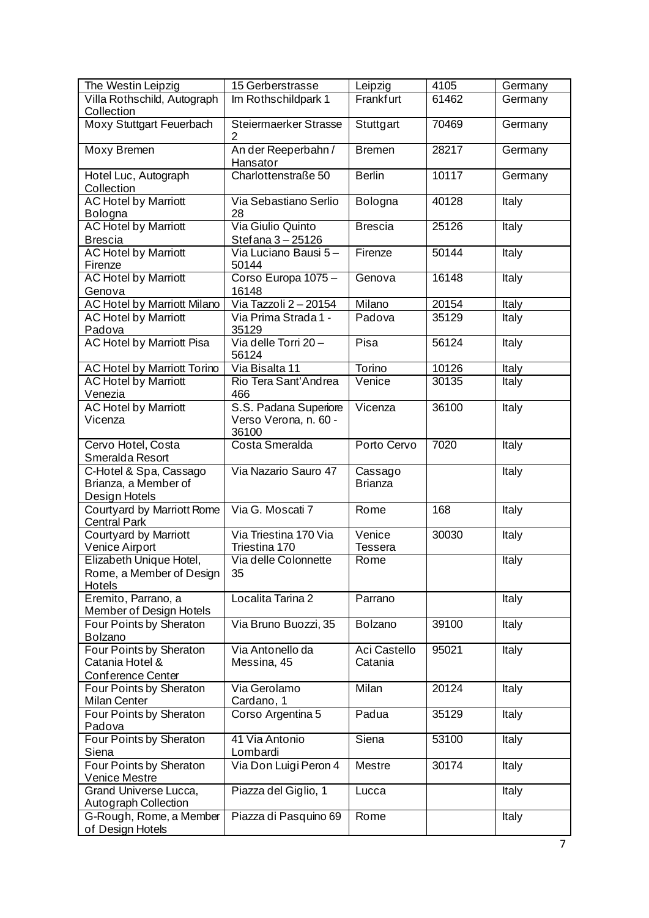| The Westin Leipzig | 15 Gerberstrasse | Leipzig | 4105 | Germany |
|---|---|---|---|---|
| Villa Rothschild, Autograph Collection | Im Rothschildpark 1 | Frankfurt | 61462 | Germany |
| Moxy Stuttgart Feuerbach | Steiermaerker Strasse 2 | Stuttgart | 70469 | Germany |
| Moxy Bremen | An der Reeperbahn / Hansator | Bremen | 28217 | Germany |
| Hotel Luc, Autograph Collection | Charlottenstraße 50 | Berlin | 10117 | Germany |
| AC Hotel by Marriott Bologna | Via Sebastiano Serlio 28 | Bologna | 40128 | Italy |
| AC Hotel by Marriott Brescia | Via Giulio Quinto Stefana 3 – 25126 | Brescia | 25126 | Italy |
| AC Hotel by Marriott Firenze | Via Luciano Bausi 5 – 50144 | Firenze | 50144 | Italy |
| AC Hotel by Marriott Genova | Corso Europa 1075 – 16148 | Genova | 16148 | Italy |
| AC Hotel by Marriott Milano | Via Tazzoli 2 – 20154 | Milano | 20154 | Italy |
| AC Hotel by Marriott Padova | Via Prima Strada 1 - 35129 | Padova | 35129 | Italy |
| AC Hotel by Marriott Pisa | Via delle Torri 20 – 56124 | Pisa | 56124 | Italy |
| AC Hotel by Marriott Torino | Via Bisalta 11 | Torino | 10126 | Italy |
| AC Hotel by Marriott Venezia | Rio Tera Sant'Andrea 466 | Venice | 30135 | Italy |
| AC Hotel by Marriott Vicenza | S.S. Padana Superiore Verso Verona, n. 60 - 36100 | Vicenza | 36100 | Italy |
| Cervo Hotel, Costa Smeralda Resort | Costa Smeralda | Porto Cervo | 7020 | Italy |
| C-Hotel & Spa, Cassago Brianza, a Member of Design Hotels | Via Nazario Sauro 47 | Cassago Brianza | | Italy |
| Courtyard by Marriott Rome Central Park | Via G. Moscati 7 | Rome | 168 | Italy |
| Courtyard by Marriott Venice Airport | Via Triestina 170 Via Triestina 170 | Venice Tessera | 30030 | Italy |
| Elizabeth Unique Hotel, Rome, a Member of Design Hotels | Via delle Colonnette 35 | Rome | | Italy |
| Eremito, Parrano, a Member of Design Hotels | Localita Tarina 2 | Parrano | | Italy |
| Four Points by Sheraton Bolzano | Via Bruno Buozzi, 35 | Bolzano | 39100 | Italy |
| Four Points by Sheraton Catania Hotel & Conference Center | Via Antonello da Messina, 45 | Aci Castello Catania | 95021 | Italy |
| Four Points by Sheraton Milan Center | Via Gerolamo Cardano, 1 | Milan | 20124 | Italy |
| Four Points by Sheraton Padova | Corso Argentina 5 | Padua | 35129 | Italy |
| Four Points by Sheraton Siena | 41 Via Antonio Lombardi | Siena | 53100 | Italy |
| Four Points by Sheraton Venice Mestre | Via Don Luigi Peron 4 | Mestre | 30174 | Italy |
| Grand Universe Lucca, Autograph Collection | Piazza del Giglio, 1 | Lucca | | Italy |
| G-Rough, Rome, a Member of Design Hotels | Piazza di Pasquino 69 | Rome | | Italy |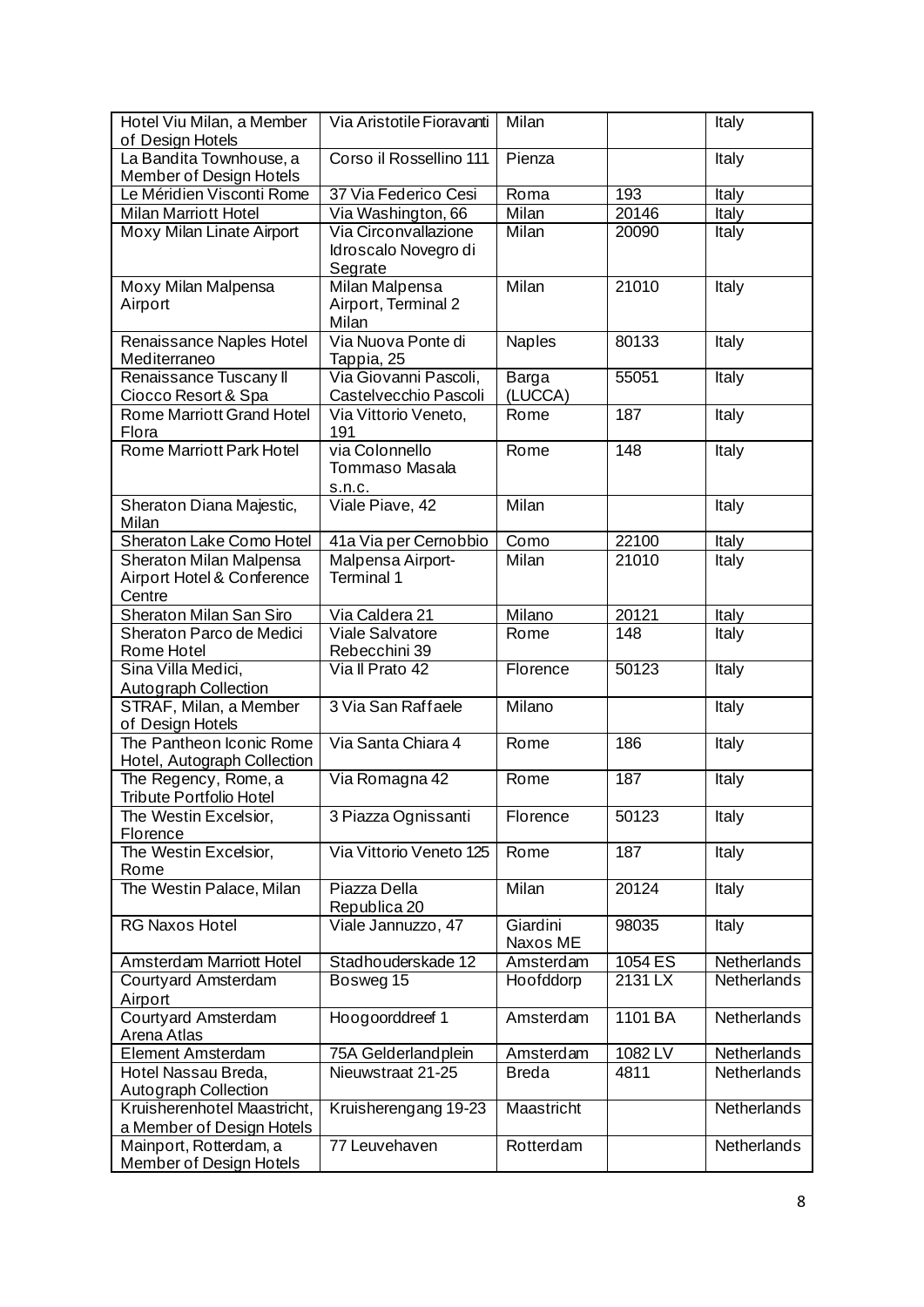| Hotel Viu Milan, a Member of Design Hotels | Via Aristotile Fioravanti | Milan | | Italy |
|---|---|---|---|---|
| La Bandita Townhouse, a Member of Design Hotels | Corso il Rossellino 111 | Pienza | | Italy |
| Le Méridien Visconti Rome | 37 Via Federico Cesi | Roma | 193 | Italy |
| Milan Marriott Hotel | Via Washington, 66 | Milan | 20146 | Italy |
| Moxy Milan Linate Airport | Via Circonvallazione Idroscalo Novegro di Segrate | Milan | 20090 | Italy |
| Moxy Milan Malpensa Airport | Milan Malpensa Airport, Terminal 2 Milan | Milan | 21010 | Italy |
| Renaissance Naples Hotel Mediterraneo | Via Nuova Ponte di Tappia, 25 | Naples | 80133 | Italy |
| Renaissance Tuscany Il Ciocco Resort & Spa | Via Giovanni Pascoli, Castelvecchio Pascoli | Barga (LUCCA) | 55051 | Italy |
| Rome Marriott Grand Hotel Flora | Via Vittorio Veneto, 191 | Rome | 187 | Italy |
| Rome Marriott Park Hotel | via Colonnello Tommaso Masala s.n.c. | Rome | 148 | Italy |
| Sheraton Diana Majestic, Milan | Viale Piave, 42 | Milan | | Italy |
| Sheraton Lake Como Hotel | 41a Via per Cernobbio | Como | 22100 | Italy |
| Sheraton Milan Malpensa Airport Hotel & Conference Centre | Malpensa Airport- Terminal 1 | Milan | 21010 | Italy |
| Sheraton Milan San Siro | Via Caldera 21 | Milano | 20121 | Italy |
| Sheraton Parco de Medici Rome Hotel | Viale Salvatore Rebecchini 39 | Rome | 148 | Italy |
| Sina Villa Medici, Autograph Collection | Via Il Prato 42 | Florence | 50123 | Italy |
| STRAF, Milan, a Member of Design Hotels | 3 Via San Raffaele | Milano | | Italy |
| The Pantheon Iconic Rome Hotel, Autograph Collection | Via Santa Chiara 4 | Rome | 186 | Italy |
| The Regency, Rome, a Tribute Portfolio Hotel | Via Romagna 42 | Rome | 187 | Italy |
| The Westin Excelsior, Florence | 3 Piazza Ognissanti | Florence | 50123 | Italy |
| The Westin Excelsior, Rome | Via Vittorio Veneto 125 | Rome | 187 | Italy |
| The Westin Palace, Milan | Piazza Della Republica 20 | Milan | 20124 | Italy |
| RG Naxos Hotel | Viale Jannuzzo, 47 | Giardini Naxos ME | 98035 | Italy |
| Amsterdam Marriott Hotel | Stadhouderskade 12 | Amsterdam | 1054 ES | Netherlands |
| Courtyard Amsterdam Airport | Bosweg 15 | Hoofddorp | 2131 LX | Netherlands |
| Courtyard Amsterdam Arena Atlas | Hoogoorddreef 1 | Amsterdam | 1101 BA | Netherlands |
| Element Amsterdam | 75A Gelderlandplein | Amsterdam | 1082 LV | Netherlands |
| Hotel Nassau Breda, Autograph Collection | Nieuwstraat 21-25 | Breda | 4811 | Netherlands |
| Kruisherenhotel Maastricht, a Member of Design Hotels | Kruisherengang 19-23 | Maastricht | | Netherlands |
| Mainport, Rotterdam, a Member of Design Hotels | 77 Leuvehaven | Rotterdam | | Netherlands |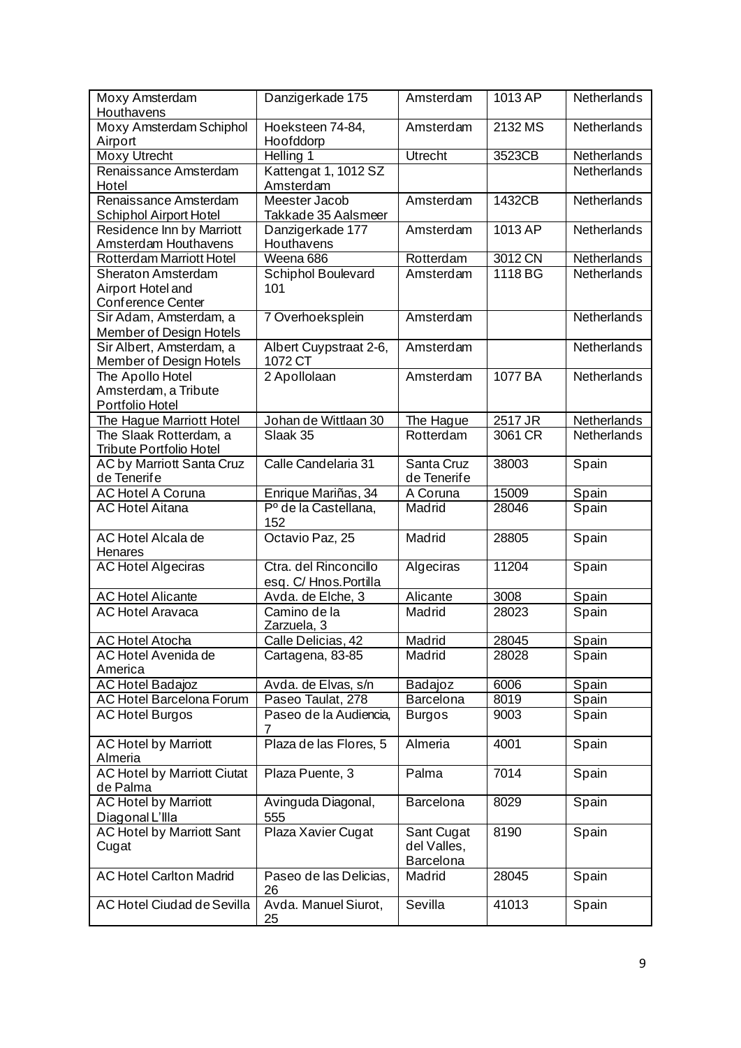| Moxy Amsterdam Houthavens | Danzigerkade 175 | Amsterdam | 1013 AP | Netherlands |
|---|---|---|---|---|
| Moxy Amsterdam Schiphol Airport | Hoeksteen 74-84, Hoofddorp | Amsterdam | 2132 MS | Netherlands |
| Moxy Utrecht | Helling 1 | Utrecht | 3523CB | Netherlands |
| Renaissance Amsterdam Hotel | Kattengat 1, 1012 SZ Amsterdam | | | Netherlands |
| Renaissance Amsterdam Schiphol Airport Hotel | Meester Jacob Takkade 35 Aalsmeer | Amsterdam | 1432CB | Netherlands |
| Residence Inn by Marriott Amsterdam Houthavens | Danzigerkade 177 Houthavens | Amsterdam | 1013 AP | Netherlands |
| Rotterdam Marriott Hotel | Weena 686 | Rotterdam | 3012 CN | Netherlands |
| Sheraton Amsterdam Airport Hotel and Conference Center | Schiphol Boulevard 101 | Amsterdam | 1118 BG | Netherlands |
| Sir Adam, Amsterdam, a Member of Design Hotels | 7 Overhoeksplein | Amsterdam | | Netherlands |
| Sir Albert, Amsterdam, a Member of Design Hotels | Albert Cuypstraat 2-6, 1072 CT | Amsterdam | | Netherlands |
| The Apollo Hotel Amsterdam, a Tribute Portfolio Hotel | 2 Apollolaan | Amsterdam | 1077 BA | Netherlands |
| The Hague Marriott Hotel | Johan de Wittlaan 30 | The Hague | 2517 JR | Netherlands |
| The Slaak Rotterdam, a Tribute Portfolio Hotel | Slaak 35 | Rotterdam | 3061 CR | Netherlands |
| AC by Marriott Santa Cruz de Tenerife | Calle Candelaria 31 | Santa Cruz de Tenerife | 38003 | Spain |
| AC Hotel A Coruna | Enrique Mariñas, 34 | A Coruna | 15009 | Spain |
| AC Hotel Aitana | Pº de la Castellana, 152 | Madrid | 28046 | Spain |
| AC Hotel Alcala de Henares | Octavio Paz, 25 | Madrid | 28805 | Spain |
| AC Hotel Algeciras | Ctra. del Rinconcillo esq. C/ Hnos.Portilla | Algeciras | 11204 | Spain |
| AC Hotel Alicante | Avda. de Elche, 3 | Alicante | 3008 | Spain |
| AC Hotel Aravaca | Camino de la Zarzuela, 3 | Madrid | 28023 | Spain |
| AC Hotel Atocha | Calle Delicias, 42 | Madrid | 28045 | Spain |
| AC Hotel Avenida de America | Cartagena, 83-85 | Madrid | 28028 | Spain |
| AC Hotel Badajoz | Avda. de Elvas, s/n | Badajoz | 6006 | Spain |
| AC Hotel Barcelona Forum | Paseo Taulat, 278 | Barcelona | 8019 | Spain |
| AC Hotel Burgos | Paseo de la Audiencia, 7 | Burgos | 9003 | Spain |
| AC Hotel by Marriott Almeria | Plaza de las Flores, 5 | Almeria | 4001 | Spain |
| AC Hotel by Marriott Ciutat de Palma | Plaza Puente, 3 | Palma | 7014 | Spain |
| AC Hotel by Marriott Diagonal L'Illa | Avinguda Diagonal, 555 | Barcelona | 8029 | Spain |
| AC Hotel by Marriott Sant Cugat | Plaza Xavier Cugat | Sant Cugat del Valles, Barcelona | 8190 | Spain |
| AC Hotel Carlton Madrid | Paseo de las Delicias, 26 | Madrid | 28045 | Spain |
| AC Hotel Ciudad de Sevilla | Avda. Manuel Siurot, 25 | Sevilla | 41013 | Spain |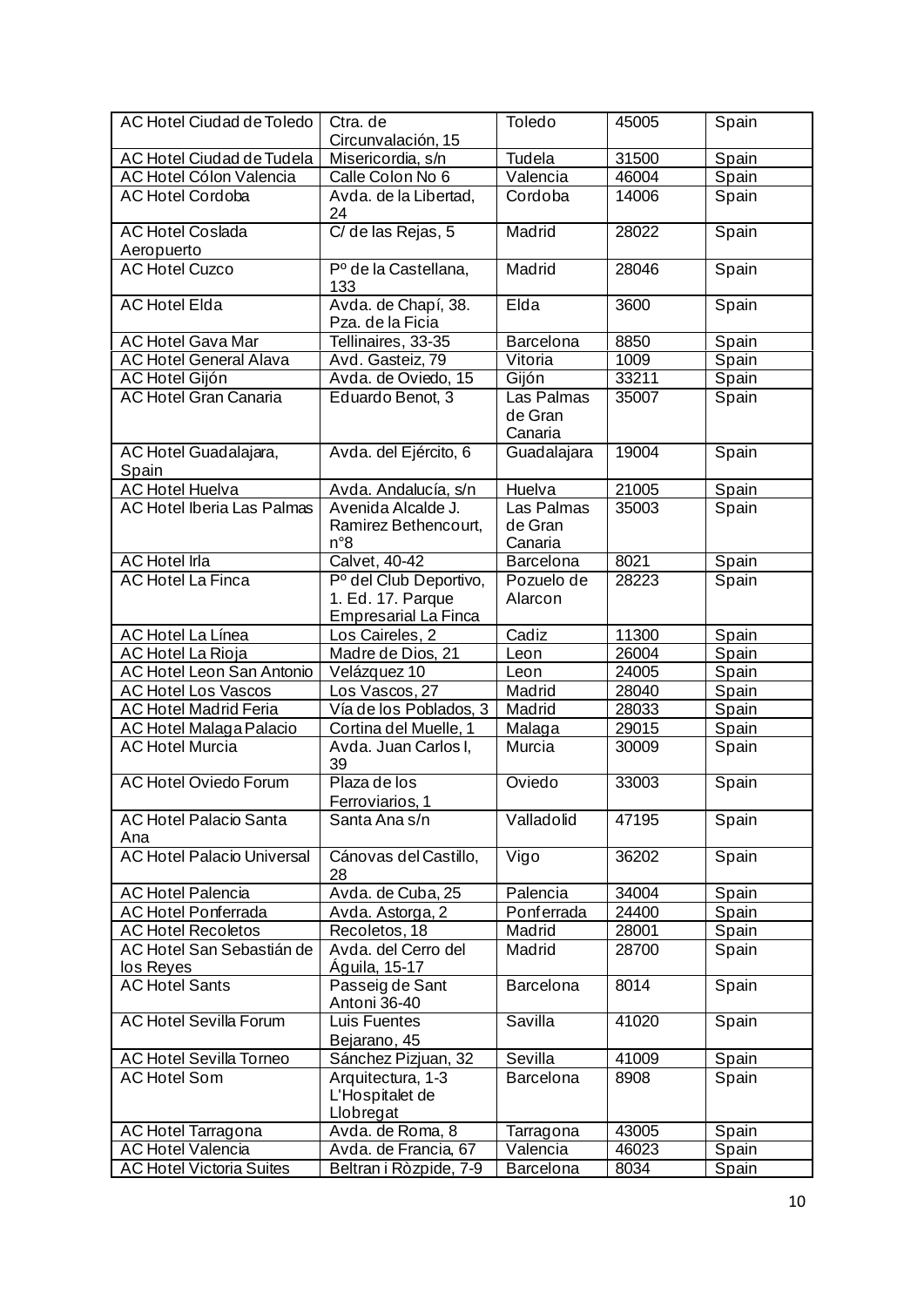| AC Hotel Ciudad de Toledo | Ctra. de Circunvalación, 15 | Toledo | 45005 | Spain |
|---|---|---|---|---|
| AC Hotel Ciudad de Tudela | Misericordia, s/n | Tudela | 31500 | Spain |
| AC Hotel Cólon Valencia | Calle Colon No 6 | Valencia | 46004 | Spain |
| AC Hotel Cordoba | Avda. de la Libertad, 24 | Cordoba | 14006 | Spain |
| AC Hotel Coslada Aeropuerto | C/ de las Rejas, 5 | Madrid | 28022 | Spain |
| AC Hotel Cuzco | Pº de la Castellana, 133 | Madrid | 28046 | Spain |
| AC Hotel Elda | Avda. de Chapí, 38. Pza. de la Ficia | Elda | 3600 | Spain |
| AC Hotel Gava Mar | Tellinaires, 33-35 | Barcelona | 8850 | Spain |
| AC Hotel General Alava | Avd. Gasteiz, 79 | Vitoria | 1009 | Spain |
| AC Hotel Gijón | Avda. de Oviedo, 15 | Gijón | 33211 | Spain |
| AC Hotel Gran Canaria | Eduardo Benot, 3 | Las Palmas de Gran Canaria | 35007 | Spain |
| AC Hotel Guadalajara, Spain | Avda. del Ejército, 6 | Guadalajara | 19004 | Spain |
| AC Hotel Huelva | Avda. Andalucía, s/n | Huelva | 21005 | Spain |
| AC Hotel Iberia Las Palmas | Avenida Alcalde J. Ramirez Bethencourt, n°8 | Las Palmas de Gran Canaria | 35003 | Spain |
| AC Hotel Irla | Calvet, 40-42 | Barcelona | 8021 | Spain |
| AC Hotel La Finca | Pº del Club Deportivo, 1. Ed. 17. Parque Empresarial La Finca | Pozuelo de Alarcon | 28223 | Spain |
| AC Hotel La Línea | Los Caireles, 2 | Cadiz | 11300 | Spain |
| AC Hotel La Rioja | Madre de Dios, 21 | Leon | 26004 | Spain |
| AC Hotel Leon San Antonio | Velázquez 10 | Leon | 24005 | Spain |
| AC Hotel Los Vascos | Los Vascos, 27 | Madrid | 28040 | Spain |
| AC Hotel Madrid Feria | Vía de los Poblados, 3 | Madrid | 28033 | Spain |
| AC Hotel Malaga Palacio | Cortina del Muelle, 1 | Malaga | 29015 | Spain |
| AC Hotel Murcia | Avda. Juan Carlos I, 39 | Murcia | 30009 | Spain |
| AC Hotel Oviedo Forum | Plaza de los Ferroviarios, 1 | Oviedo | 33003 | Spain |
| AC Hotel Palacio Santa Ana | Santa Ana s/n | Valladolid | 47195 | Spain |
| AC Hotel Palacio Universal | Cánovas del Castillo, 28 | Vigo | 36202 | Spain |
| AC Hotel Palencia | Avda. de Cuba, 25 | Palencia | 34004 | Spain |
| AC Hotel Ponferrada | Avda. Astorga, 2 | Ponferrada | 24400 | Spain |
| AC Hotel Recoletos | Recoletos, 18 | Madrid | 28001 | Spain |
| AC Hotel San Sebastián de los Reyes | Avda. del Cerro del Águila, 15-17 | Madrid | 28700 | Spain |
| AC Hotel Sants | Passeig de Sant Antoni 36-40 | Barcelona | 8014 | Spain |
| AC Hotel Sevilla Forum | Luis Fuentes Bejarano, 45 | Savilla | 41020 | Spain |
| AC Hotel Sevilla Torneo | Sánchez Pizjuan, 32 | Sevilla | 41009 | Spain |
| AC Hotel Som | Arquitectura, 1-3 L'Hospitalet de Llobregat | Barcelona | 8908 | Spain |
| AC Hotel Tarragona | Avda. de Roma, 8 | Tarragona | 43005 | Spain |
| AC Hotel Valencia | Avda. de Francia, 67 | Valencia | 46023 | Spain |
| AC Hotel Victoria Suites | Beltran i Ròzpide, 7-9 | Barcelona | 8034 | Spain |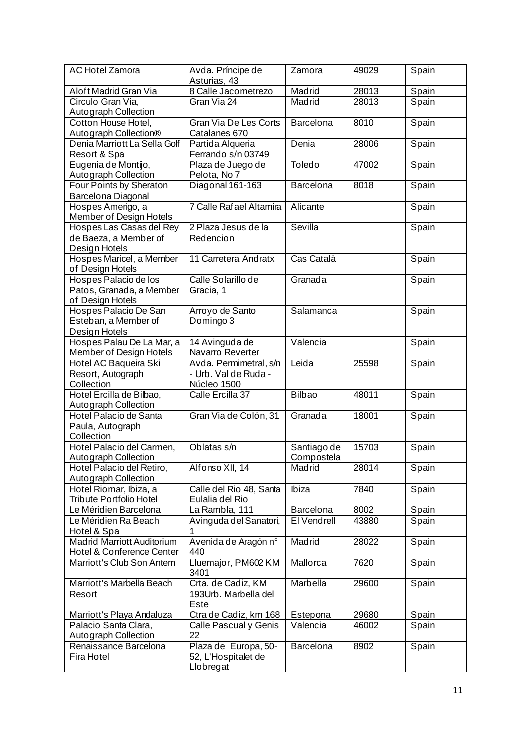| AC Hotel Zamora | Avda. Príncipe de Asturias, 43 | Zamora | 49029 | Spain |
|---|---|---|---|---|
| Aloft Madrid Gran Via | 8 Calle Jacometrezo | Madrid | 28013 | Spain |
| Circulo Gran Via, Autograph Collection | Gran Via 24 | Madrid | 28013 | Spain |
| Cotton House Hotel, Autograph Collection® | Gran Via De Les Corts Catalanes 670 | Barcelona | 8010 | Spain |
| Denia Marriott La Sella Golf Resort & Spa | Partida Alqueria Ferrando s/n 03749 | Denia | 28006 | Spain |
| Eugenia de Montijo, Autograph Collection | Plaza de Juego de Pelota, No 7 | Toledo | 47002 | Spain |
| Four Points by Sheraton Barcelona Diagonal | Diagonal 161-163 | Barcelona | 8018 | Spain |
| Hospes Amerigo, a Member of Design Hotels | 7 Calle Rafael Altamira | Alicante | | Spain |
| Hospes Las Casas del Rey de Baeza, a Member of Design Hotels | 2 Plaza Jesus de la Redencion | Sevilla | | Spain |
| Hospes Maricel, a Member of Design Hotels | 11 Carretera Andratx | Cas Català | | Spain |
| Hospes Palacio de los Patos, Granada, a Member of Design Hotels | Calle Solarillo de Gracia, 1 | Granada | | Spain |
| Hospes Palacio De San Esteban, a Member of Design Hotels | Arroyo de Santo Domingo 3 | Salamanca | | Spain |
| Hospes Palau De La Mar, a Member of Design Hotels | 14 Avinguda de Navarro Reverter | Valencia | | Spain |
| Hotel AC Baqueira Ski Resort, Autograph Collection | Avda. Permimetral, s/n - Urb. Val de Ruda - Núcleo 1500 | Leida | 25598 | Spain |
| Hotel Ercilla de Bilbao, Autograph Collection | Calle Ercilla 37 | Bilbao | 48011 | Spain |
| Hotel Palacio de Santa Paula, Autograph Collection | Gran Via de Colón, 31 | Granada | 18001 | Spain |
| Hotel Palacio del Carmen, Autograph Collection | Oblatas s/n | Santiago de Compostela | 15703 | Spain |
| Hotel Palacio del Retiro, Autograph Collection | Alfonso XII, 14 | Madrid | 28014 | Spain |
| Hotel Riomar, Ibiza, a Tribute Portfolio Hotel | Calle del Rio 48, Santa Eulalia del Rio | Ibiza | 7840 | Spain |
| Le Méridien Barcelona | La Rambla, 111 | Barcelona | 8002 | Spain |
| Le Méridien Ra Beach Hotel & Spa | Avinguda del Sanatori, 1 | El Vendrell | 43880 | Spain |
| Madrid Marriott Auditorium Hotel & Conference Center | Avenida de Aragón n° 440 | Madrid | 28022 | Spain |
| Marriott's Club Son Antem | Lluemajor, PM602 KM 3401 | Mallorca | 7620 | Spain |
| Marriott's Marbella Beach Resort | Crta. de Cadiz, KM 193Urb. Marbella del Este | Marbella | 29600 | Spain |
| Marriott's Playa Andaluza | Ctra de Cadiz, km 168 | Estepona | 29680 | Spain |
| Palacio Santa Clara, Autograph Collection | Calle Pascual y Genis 22 | Valencia | 46002 | Spain |
| Renaissance Barcelona Fira Hotel | Plaza de Europa, 50-52, L'Hospitalet de Llobregat | Barcelona | 8902 | Spain |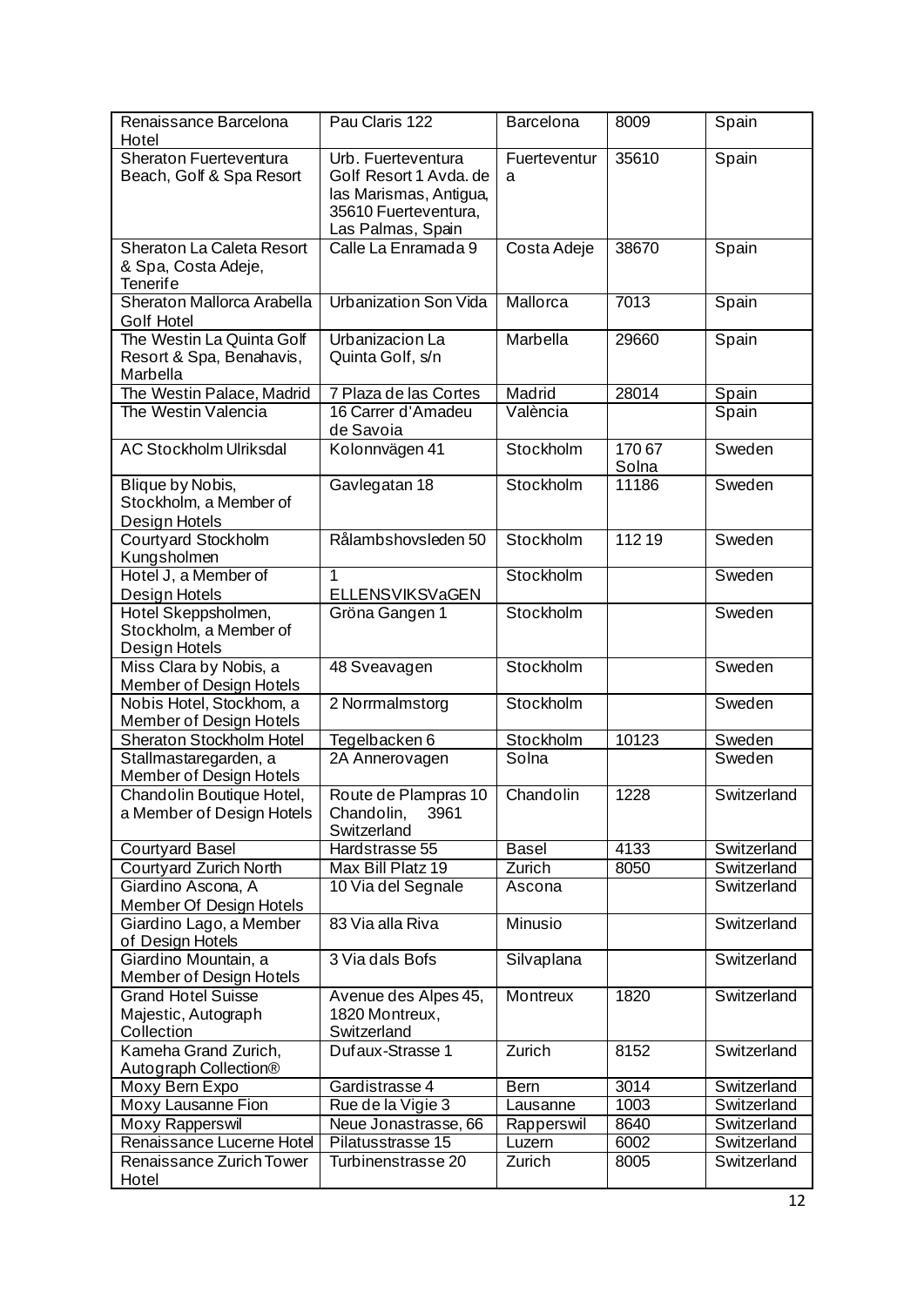| Renaissance Barcelona Hotel | Pau Claris 122 | Barcelona | 8009 | Spain |
|---|---|---|---|---|
| Sheraton Fuerteventura Beach, Golf & Spa Resort | Urb. Fuerteventura Golf Resort 1 Avda. de las Marismas, Antigua, 35610 Fuerteventura, Las Palmas, Spain | Fuerteventura | 35610 | Spain |
| Sheraton La Caleta Resort & Spa, Costa Adeje, Tenerife | Calle La Enramada 9 | Costa Adeje | 38670 | Spain |
| Sheraton Mallorca Arabella Golf Hotel | Urbanization Son Vida | Mallorca | 7013 | Spain |
| The Westin La Quinta Golf Resort & Spa, Benahavis, Marbella | Urbanizacion La Quinta Golf, s/n | Marbella | 29660 | Spain |
| The Westin Palace, Madrid | 7 Plaza de las Cortes | Madrid | 28014 | Spain |
| The Westin Valencia | 16 Carrer d'Amadeu de Savoia | València | | Spain |
| AC Stockholm Ulriksdal | Kolonnvägen 41 | Stockholm | 170 67 Solna | Sweden |
| Blique by Nobis, Stockholm, a Member of Design Hotels | Gavlegatan 18 | Stockholm | 11186 | Sweden |
| Courtyard Stockholm Kungsholmen | Rålambshovsleden 50 | Stockholm | 112 19 | Sweden |
| Hotel J, a Member of Design Hotels | 1 ELLENSVIKSVaGEN | Stockholm | | Sweden |
| Hotel Skeppsholmen, Stockholm, a Member of Design Hotels | Gröna Gangen 1 | Stockholm | | Sweden |
| Miss Clara by Nobis, a Member of Design Hotels | 48 Sveavagen | Stockholm | | Sweden |
| Nobis Hotel, Stockhom, a Member of Design Hotels | 2 Norrmalmstorg | Stockholm | | Sweden |
| Sheraton Stockholm Hotel | Tegelbacken 6 | Stockholm | 10123 | Sweden |
| Stallmastaregarden, a Member of Design Hotels | 2A Annerovagen | Solna | | Sweden |
| Chandolin Boutique Hotel, a Member of Design Hotels | Route de Plampras 10 Chandolin, 3961 Switzerland | Chandolin | 1228 | Switzerland |
| Courtyard Basel | Hardstrasse 55 | Basel | 4133 | Switzerland |
| Courtyard Zurich North | Max Bill Platz 19 | Zurich | 8050 | Switzerland |
| Giardino Ascona, A Member Of Design Hotels | 10 Via del Segnale | Ascona | | Switzerland |
| Giardino Lago, a Member of Design Hotels | 83 Via alla Riva | Minusio | | Switzerland |
| Giardino Mountain, a Member of Design Hotels | 3 Via dals Bofs | Silvaplana | | Switzerland |
| Grand Hotel Suisse Majestic, Autograph Collection | Avenue des Alpes 45, 1820 Montreux, Switzerland | Montreux | 1820 | Switzerland |
| Kameha Grand Zurich, Autograph Collection® | Dufaux-Strasse 1 | Zurich | 8152 | Switzerland |
| Moxy Bern Expo | Gardistrasse 4 | Bern | 3014 | Switzerland |
| Moxy Lausanne Fion | Rue de la Vigie 3 | Lausanne | 1003 | Switzerland |
| Moxy Rapperswil | Neue Jonastrasse, 66 | Rapperswil | 8640 | Switzerland |
| Renaissance Lucerne Hotel | Pilatusstrasse 15 | Luzern | 6002 | Switzerland |
| Renaissance Zurich Tower Hotel | Turbinenstrasse 20 | Zurich | 8005 | Switzerland |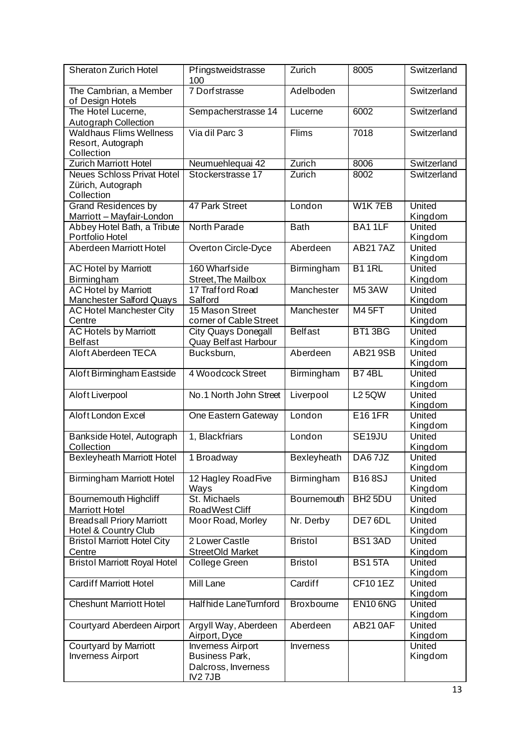| Sheraton Zurich Hotel | Pfingstweidstrasse 100 | Zurich | 8005 | Switzerland |
|---|---|---|---|---|
| The Cambrian, a Member of Design Hotels | 7 Dorfstrasse | Adelboden | | Switzerland |
| The Hotel Lucerne, Autograph Collection | Sempacherstrasse 14 | Lucerne | 6002 | Switzerland |
| Waldhaus Flims Wellness Resort, Autograph Collection | Via dil Parc 3 | Flims | 7018 | Switzerland |
| Zurich Marriott Hotel | Neumuehlequai 42 | Zurich | 8006 | Switzerland |
| Neues Schloss Privat Hotel Zürich, Autograph Collection | Stockerstrasse 17 | Zurich | 8002 | Switzerland |
| Grand Residences by Marriott – Mayfair-London | 47 Park Street | London | W1K 7EB | United Kingdom |
| Abbey Hotel Bath, a Tribute Portfolio Hotel | North Parade | Bath | BA1 1LF | United Kingdom |
| Aberdeen Marriott Hotel | Overton Circle-Dyce | Aberdeen | AB21 7AZ | United Kingdom |
| AC Hotel by Marriott Birmingham | 160 Wharfside Street, The Mailbox | Birmingham | B1 1RL | United Kingdom |
| AC Hotel by Marriott Manchester Salford Quays | 17 Trafford Road Salford | Manchester | M5 3AW | United Kingdom |
| AC Hotel Manchester City Centre | 15 Mason Street corner of Cable Street | Manchester | M4 5FT | United Kingdom |
| AC Hotels by Marriott Belfast | City Quays Donegall Quay Belfast Harbour | Belfast | BT1 3BG | United Kingdom |
| Aloft Aberdeen TECA | Bucksburn, | Aberdeen | AB21 9SB | United Kingdom |
| Aloft Birmingham Eastside | 4 Woodcock Street | Birmingham | B7 4BL | United Kingdom |
| Aloft Liverpool | No.1 North John Street | Liverpool | L2 5QW | United Kingdom |
| Aloft London Excel | One Eastern Gateway | London | E16 1FR | United Kingdom |
| Bankside Hotel, Autograph Collection | 1, Blackfriars | London | SE19JU | United Kingdom |
| Bexleyheath Marriott Hotel | 1 Broadway | Bexleyheath | DA6 7JZ | United Kingdom |
| Birmingham Marriott Hotel | 12 Hagley RoadFive Ways | Birmingham | B16 8SJ | United Kingdom |
| Bournemouth Highcliff Marriott Hotel | St. Michaels RoadWest Cliff | Bournemouth | BH2 5DU | United Kingdom |
| Breadsall Priory Marriott Hotel & Country Club | Moor Road, Morley | Nr. Derby | DE7 6DL | United Kingdom |
| Bristol Marriott Hotel City Centre | 2 Lower Castle StreetOld Market | Bristol | BS1 3AD | United Kingdom |
| Bristol Marriott Royal Hotel | College Green | Bristol | BS1 5TA | United Kingdom |
| Cardiff Marriott Hotel | Mill Lane | Cardiff | CF10 1EZ | United Kingdom |
| Cheshunt Marriott Hotel | Halfhide LaneTurnford | Broxbourne | EN10 6NG | United Kingdom |
| Courtyard Aberdeen Airport | Argyll Way, Aberdeen Airport, Dyce | Aberdeen | AB21 0AF | United Kingdom |
| Courtyard by Marriott Inverness Airport | Inverness Airport Business Park, Dalcross, Inverness IV2 7JB | Inverness | | United Kingdom |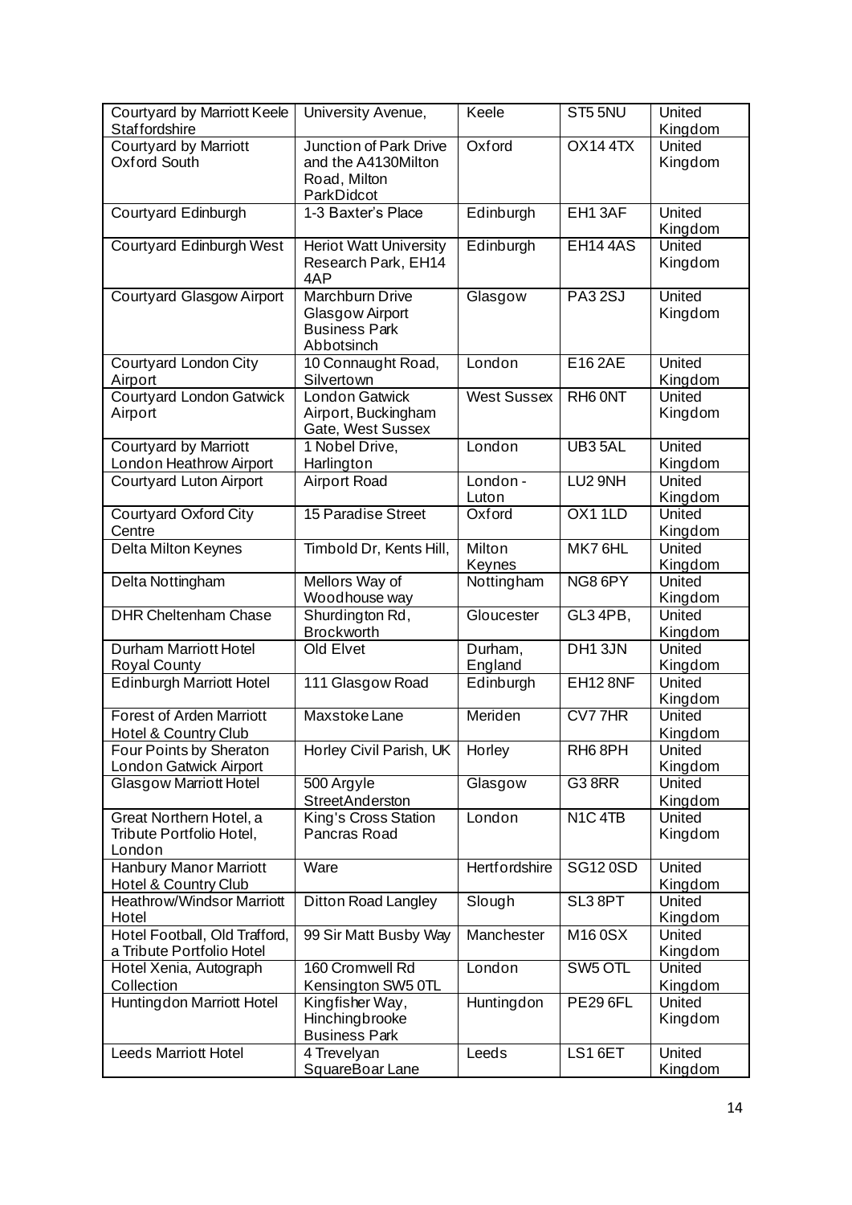| Courtyard by Marriott Keele Staffordshire | University Avenue, | Keele | ST5 5NU | United Kingdom |
|---|---|---|---|---|
| Courtyard by Marriott Oxford South | Junction of Park Drive and the A4130Milton Road, Milton ParkDidcot | Oxford | OX14 4TX | United Kingdom |
| Courtyard Edinburgh | 1-3 Baxter's Place | Edinburgh | EH1 3AF | United Kingdom |
| Courtyard Edinburgh West | Heriot Watt University Research Park, EH14 4AP | Edinburgh | EH14 4AS | United Kingdom |
| Courtyard Glasgow Airport | Marchburn Drive Glasgow Airport Business Park Abbotsinch | Glasgow | PA3 2SJ | United Kingdom |
| Courtyard London City Airport | 10 Connaught Road, Silvertown | London | E16 2AE | United Kingdom |
| Courtyard London Gatwick Airport | London Gatwick Airport, Buckingham Gate, West Sussex | West Sussex | RH6 0NT | United Kingdom |
| Courtyard by Marriott London Heathrow Airport | 1 Nobel Drive, Harlington | London | UB3 5AL | United Kingdom |
| Courtyard Luton Airport | Airport Road | London - Luton | LU2 9NH | United Kingdom |
| Courtyard Oxford City Centre | 15 Paradise Street | Oxford | OX1 1LD | United Kingdom |
| Delta Milton Keynes | Timbold Dr, Kents Hill, | Milton Keynes | MK7 6HL | United Kingdom |
| Delta Nottingham | Mellors Way of Woodhouse way | Nottingham | NG8 6PY | United Kingdom |
| DHR Cheltenham Chase | Shurdington Rd, Brockworth | Gloucester | GL3 4PB, | United Kingdom |
| Durham Marriott Hotel Royal County | Old Elvet | Durham, England | DH1 3JN | United Kingdom |
| Edinburgh Marriott Hotel | 111 Glasgow Road | Edinburgh | EH12 8NF | United Kingdom |
| Forest of Arden Marriott Hotel & Country Club | Maxstoke Lane | Meriden | CV7 7HR | United Kingdom |
| Four Points by Sheraton London Gatwick Airport | Horley Civil Parish, UK | Horley | RH6 8PH | United Kingdom |
| Glasgow Marriott Hotel | 500 Argyle StreetAnderston | Glasgow | G3 8RR | United Kingdom |
| Great Northern Hotel, a Tribute Portfolio Hotel, London | King's Cross Station Pancras Road | London | N1C 4TB | United Kingdom |
| Hanbury Manor Marriott Hotel & Country Club | Ware | Hertfordshire | SG12 0SD | United Kingdom |
| Heathrow/Windsor Marriott Hotel | Ditton Road Langley | Slough | SL3 8PT | United Kingdom |
| Hotel Football, Old Trafford, a Tribute Portfolio Hotel | 99 Sir Matt Busby Way | Manchester | M16 0SX | United Kingdom |
| Hotel Xenia, Autograph Collection | 160 Cromwell Rd Kensington SW5 0TL | London | SW5 OTL | United Kingdom |
| Huntingdon Marriott Hotel | Kingfisher Way, Hinchingbrooke Business Park | Huntingdon | PE29 6FL | United Kingdom |
| Leeds Marriott Hotel | 4 Trevelyan SquareBoar Lane | Leeds | LS1 6ET | United Kingdom |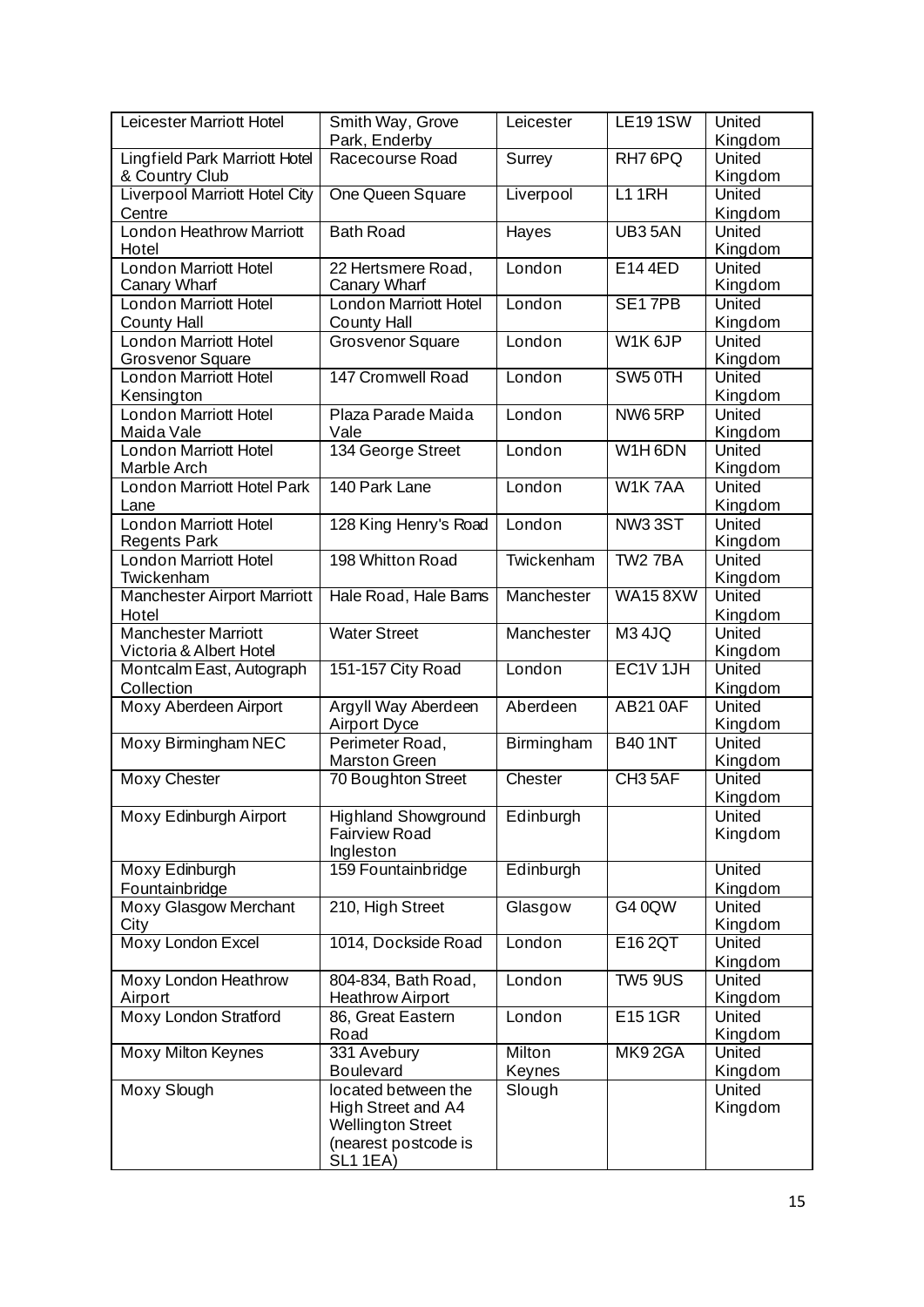| Leicester Marriott Hotel | Smith Way, Grove Park, Enderby | Leicester | LE19 1SW | United Kingdom |
|---|---|---|---|---|
| Lingfield Park Marriott Hotel & Country Club | Racecourse Road | Surrey | RH7 6PQ | United Kingdom |
| Liverpool Marriott Hotel City Centre | One Queen Square | Liverpool | L1 1RH | United Kingdom |
| London Heathrow Marriott Hotel | Bath Road | Hayes | UB3 5AN | United Kingdom |
| London Marriott Hotel Canary Wharf | 22 Hertsmere Road, Canary Wharf | London | E14 4ED | United Kingdom |
| London Marriott Hotel County Hall | London Marriott Hotel County Hall | London | SE1 7PB | United Kingdom |
| London Marriott Hotel Grosvenor Square | Grosvenor Square | London | W1K 6JP | United Kingdom |
| London Marriott Hotel Kensington | 147 Cromwell Road | London | SW5 0TH | United Kingdom |
| London Marriott Hotel Maida Vale | Plaza Parade Maida Vale | London | NW6 5RP | United Kingdom |
| London Marriott Hotel Marble Arch | 134 George Street | London | W1H 6DN | United Kingdom |
| London Marriott Hotel Park Lane | 140 Park Lane | London | W1K 7AA | United Kingdom |
| London Marriott Hotel Regents Park | 128 King Henry's Road | London | NW3 3ST | United Kingdom |
| London Marriott Hotel Twickenham | 198 Whitton Road | Twickenham | TW2 7BA | United Kingdom |
| Manchester Airport Marriott Hotel | Hale Road, Hale Barns | Manchester | WA15 8XW | United Kingdom |
| Manchester Marriott Victoria & Albert Hotel | Water Street | Manchester | M3 4JQ | United Kingdom |
| Montcalm East, Autograph Collection | 151-157 City Road | London | EC1V 1JH | United Kingdom |
| Moxy Aberdeen Airport | Argyll Way Aberdeen Airport Dyce | Aberdeen | AB21 0AF | United Kingdom |
| Moxy Birmingham NEC | Perimeter Road, Marston Green | Birmingham | B40 1NT | United Kingdom |
| Moxy Chester | 70 Boughton Street | Chester | CH3 5AF | United Kingdom |
| Moxy Edinburgh Airport | Highland Showground Fairview Road Ingleston | Edinburgh | | United Kingdom |
| Moxy Edinburgh Fountainbridge | 159 Fountainbridge | Edinburgh | | United Kingdom |
| Moxy Glasgow Merchant City | 210, High Street | Glasgow | G4 0QW | United Kingdom |
| Moxy London Excel | 1014, Dockside Road | London | E16 2QT | United Kingdom |
| Moxy London Heathrow Airport | 804-834, Bath Road, Heathrow Airport | London | TW5 9US | United Kingdom |
| Moxy London Stratford | 86, Great Eastern Road | London | E15 1GR | United Kingdom |
| Moxy Milton Keynes | 331 Avebury Boulevard | Milton Keynes | MK9 2GA | United Kingdom |
| Moxy Slough | located between the High Street and A4 Wellington Street (nearest postcode is SL1 1EA) | Slough | | United Kingdom |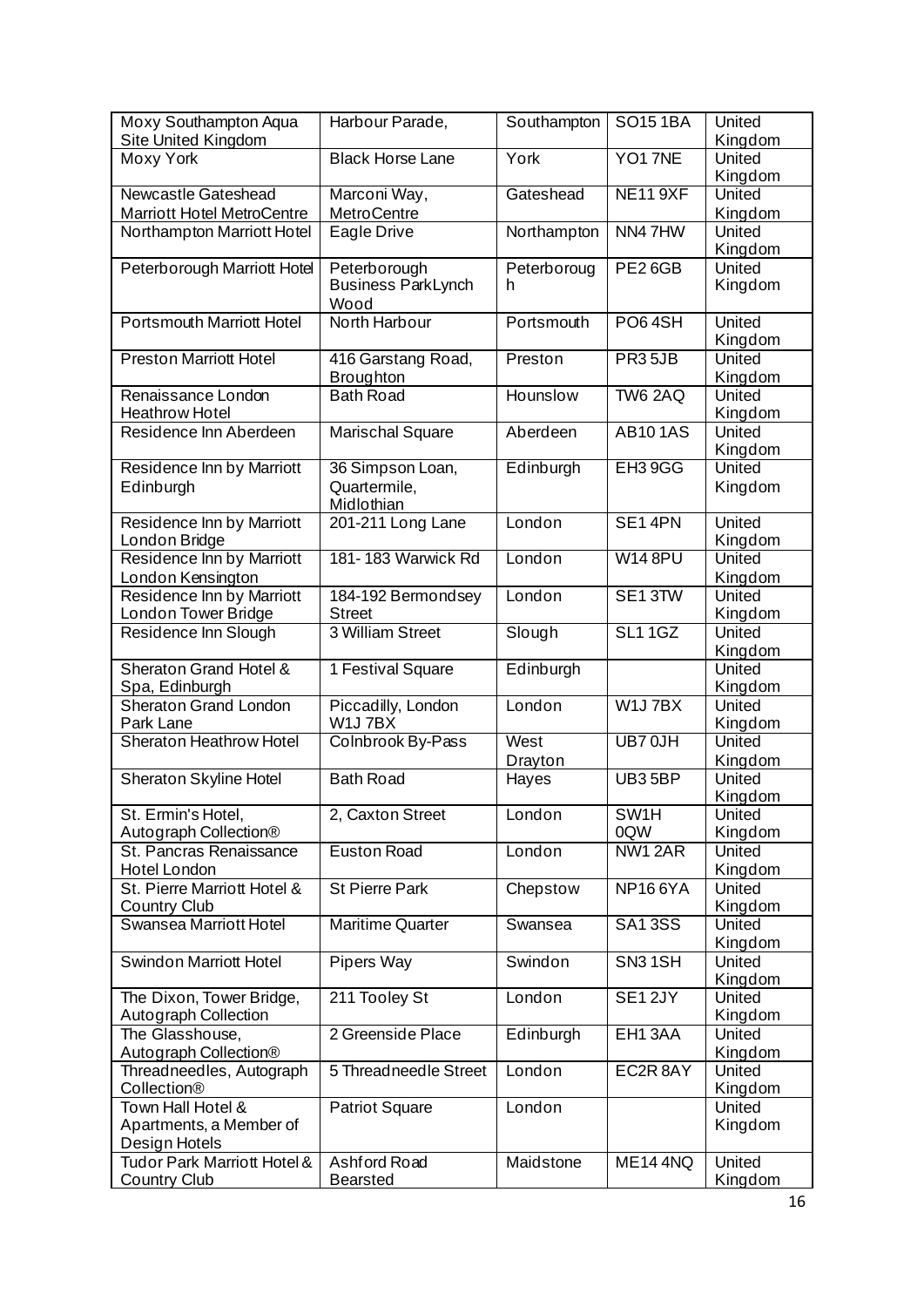| Moxy Southampton Aqua Site United Kingdom | Harbour Parade, | Southampton | SO15 1BA | United Kingdom |
|---|---|---|---|---|
| Moxy York | Black Horse Lane | York | YO1 7NE | United Kingdom |
| Newcastle Gateshead Marriott Hotel MetroCentre | Marconi Way, MetroCentre | Gateshead | NE11 9XF | United Kingdom |
| Northampton Marriott Hotel | Eagle Drive | Northampton | NN4 7HW | United Kingdom |
| Peterborough Marriott Hotel | Peterborough Business ParkLynch Wood | Peterborough | PE2 6GB | United Kingdom |
| Portsmouth Marriott Hotel | North Harbour | Portsmouth | PO6 4SH | United Kingdom |
| Preston Marriott Hotel | 416 Garstang Road, Broughton | Preston | PR3 5JB | United Kingdom |
| Renaissance London Heathrow Hotel | Bath Road | Hounslow | TW6 2AQ | United Kingdom |
| Residence Inn Aberdeen | Marischal Square | Aberdeen | AB10 1AS | United Kingdom |
| Residence Inn by Marriott Edinburgh | 36 Simpson Loan, Quartermile, Midlothian | Edinburgh | EH3 9GG | United Kingdom |
| Residence Inn by Marriott London Bridge | 201-211 Long Lane | London | SE1 4PN | United Kingdom |
| Residence Inn by Marriott London Kensington | 181- 183 Warwick Rd | London | W14 8PU | United Kingdom |
| Residence Inn by Marriott London Tower Bridge | 184-192 Bermondsey Street | London | SE1 3TW | United Kingdom |
| Residence Inn Slough | 3 William Street | Slough | SL1 1GZ | United Kingdom |
| Sheraton Grand Hotel & Spa, Edinburgh | 1 Festival Square | Edinburgh | | United Kingdom |
| Sheraton Grand London Park Lane | Piccadilly, London W1J 7BX | London | W1J 7BX | United Kingdom |
| Sheraton Heathrow Hotel | Colnbrook By-Pass | West Drayton | UB7 0JH | United Kingdom |
| Sheraton Skyline Hotel | Bath Road | Hayes | UB3 5BP | United Kingdom |
| St. Ermin's Hotel, Autograph Collection® | 2, Caxton Street | London | SW1H 0QW | United Kingdom |
| St. Pancras Renaissance Hotel London | Euston Road | London | NW1 2AR | United Kingdom |
| St. Pierre Marriott Hotel & Country Club | St Pierre Park | Chepstow | NP16 6YA | United Kingdom |
| Swansea Marriott Hotel | Maritime Quarter | Swansea | SA1 3SS | United Kingdom |
| Swindon Marriott Hotel | Pipers Way | Swindon | SN3 1SH | United Kingdom |
| The Dixon, Tower Bridge, Autograph Collection | 211 Tooley St | London | SE1 2JY | United Kingdom |
| The Glasshouse, Autograph Collection® | 2 Greenside Place | Edinburgh | EH1 3AA | United Kingdom |
| Threadneedles, Autograph Collection® | 5 Threadneedle Street | London | EC2R 8AY | United Kingdom |
| Town Hall Hotel & Apartments, a Member of Design Hotels | Patriot Square | London | | United Kingdom |
| Tudor Park Marriott Hotel & Country Club | Ashford Road Bearsted | Maidstone | ME14 4NQ | United Kingdom |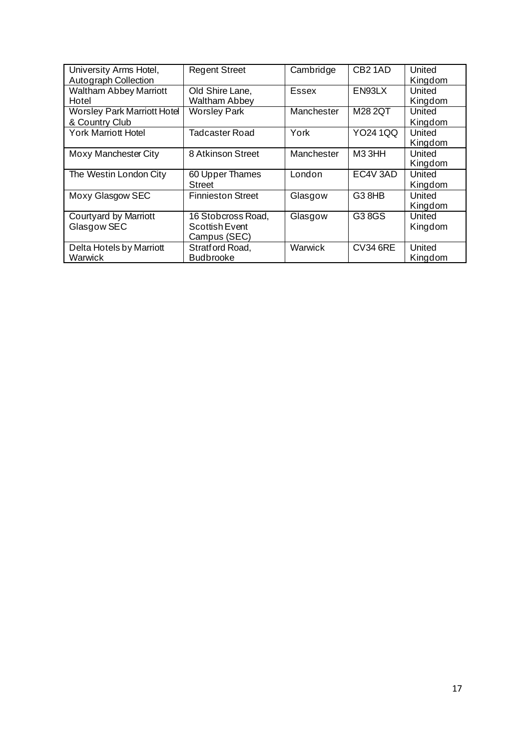| | | | | |
|---|---|---|---|---|
| University Arms Hotel, Autograph Collection | Regent Street | Cambridge | CB2 1AD | United Kingdom |
| Waltham Abbey Marriott Hotel | Old Shire Lane, Waltham Abbey | Essex | EN93LX | United Kingdom |
| Worsley Park Marriott Hotel & Country Club | Worsley Park | Manchester | M28 2QT | United Kingdom |
| York Marriott Hotel | Tadcaster Road | York | YO24 1QQ | United Kingdom |
| Moxy Manchester City | 8 Atkinson Street | Manchester | M3 3HH | United Kingdom |
| The Westin London City | 60 Upper Thames Street | London | EC4V 3AD | United Kingdom |
| Moxy Glasgow SEC | Finnieston Street | Glasgow | G3 8HB | United Kingdom |
| Courtyard by Marriott Glasgow SEC | 16 Stobcross Road, Scottish Event Campus (SEC) | Glasgow | G3 8GS | United Kingdom |
| Delta Hotels by Marriott Warwick | Stratford Road, Budbrooke | Warwick | CV34 6RE | United Kingdom |